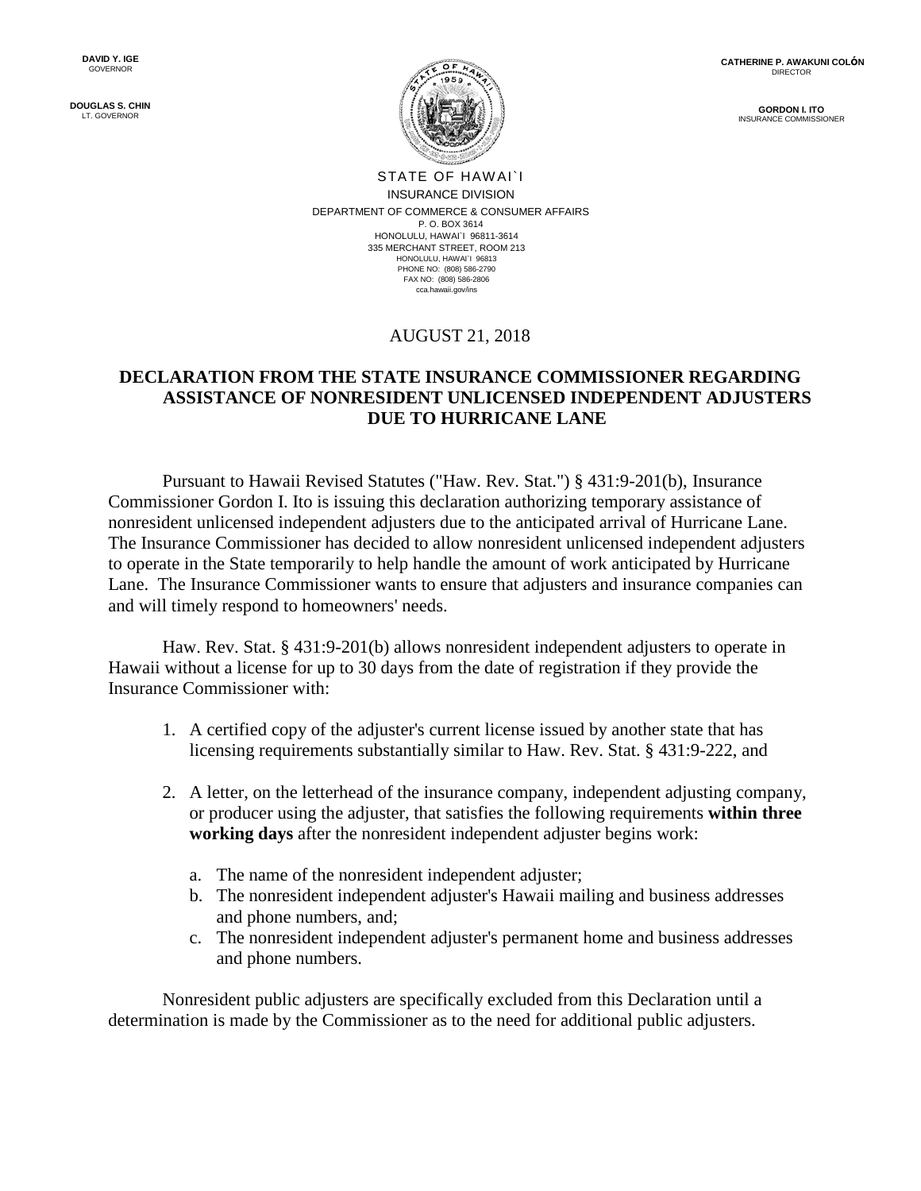DAVID Y. IGE
GOVERNOR

DOUGLAS S. CHIN
LT. GOVERNOR

CATHERINE P. AWAKUNI COLÓN
DIRECTOR

GORDON I. ITO
INSURANCE COMMISSIONER

STATE OF HAWAI`I
INSURANCE DIVISION
DEPARTMENT OF COMMERCE & CONSUMER AFFAIRS
P. O. BOX 3614
HONOLULU, HAWAI`I 96811-3614
335 MERCHANT STREET, ROOM 213
HONOLULU, HAWAI`I 96813
PHONE NO: (808) 586-2790
FAX NO: (808) 586-2806
cca.hawaii.gov/ins

AUGUST 21, 2018

**DECLARATION FROM THE STATE INSURANCE COMMISSIONER REGARDING ASSISTANCE OF NONRESIDENT UNLICENSED INDEPENDENT ADJUSTERS DUE TO HURRICANE LANE**

Pursuant to Hawaii Revised Statutes ("Haw. Rev. Stat.") § 431:9-201(b), Insurance Commissioner Gordon I. Ito is issuing this declaration authorizing temporary assistance of nonresident unlicensed independent adjusters due to the anticipated arrival of Hurricane Lane. The Insurance Commissioner has decided to allow nonresident unlicensed independent adjusters to operate in the State temporarily to help handle the amount of work anticipated by Hurricane Lane. The Insurance Commissioner wants to ensure that adjusters and insurance companies can and will timely respond to homeowners' needs.

Haw. Rev. Stat. § 431:9-201(b) allows nonresident independent adjusters to operate in Hawaii without a license for up to 30 days from the date of registration if they provide the Insurance Commissioner with:

1. A certified copy of the adjuster's current license issued by another state that has licensing requirements substantially similar to Haw. Rev. Stat. § 431:9-222, and

2. A letter, on the letterhead of the insurance company, independent adjusting company, or producer using the adjuster, that satisfies the following requirements **within three working days** after the nonresident independent adjuster begins work:

   a. The name of the nonresident independent adjuster;
   b. The nonresident independent adjuster's Hawaii mailing and business addresses and phone numbers, and;
   c. The nonresident independent adjuster's permanent home and business addresses and phone numbers.

Nonresident public adjusters are specifically excluded from this Declaration until a determination is made by the Commissioner as to the need for additional public adjusters.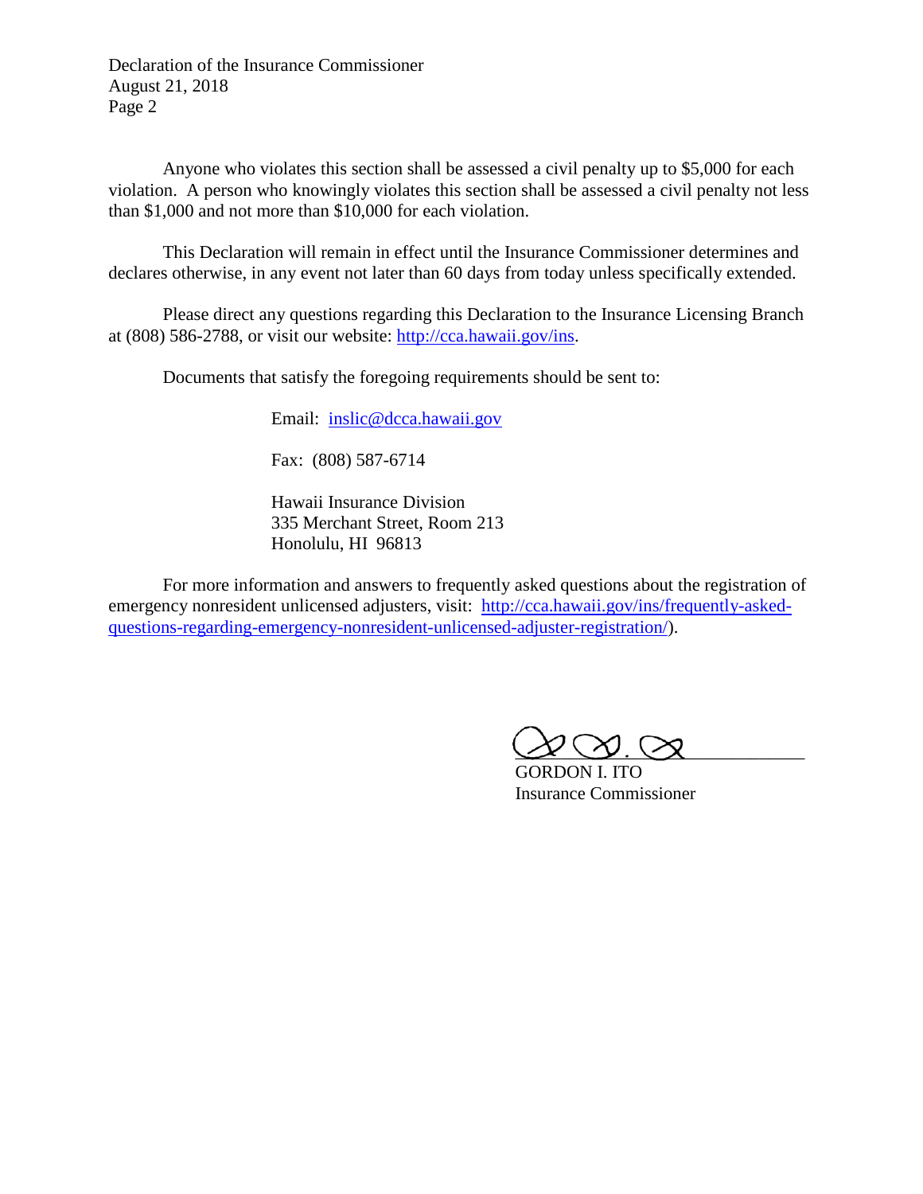Anyone who violates this section shall be assessed a civil penalty up to $5,000 for each violation. A person who knowingly violates this section shall be assessed a civil penalty not less than $1,000 and not more than $10,000 for each violation.

This Declaration will remain in effect until the Insurance Commissioner determines and declares otherwise, in any event not later than 60 days from today unless specifically extended.

Please direct any questions regarding this Declaration to the Insurance Licensing Branch at (808) 586-2788, or visit our website: http://cca.hawaii.gov/ins.

Documents that satisfy the foregoing requirements should be sent to:

Email: inslic@dcca.hawaii.gov

Fax: (808) 587-6714

Hawaii Insurance Division
335 Merchant Street, Room 213
Honolulu, HI 96813

For more information and answers to frequently asked questions about the registration of emergency nonresident unlicensed adjusters, visit: http://cca.hawaii.gov/ins/frequently-asked-questions-regarding-emergency-nonresident-unlicensed-adjuster-registration/).

GORDON I. ITO
Insurance Commissioner